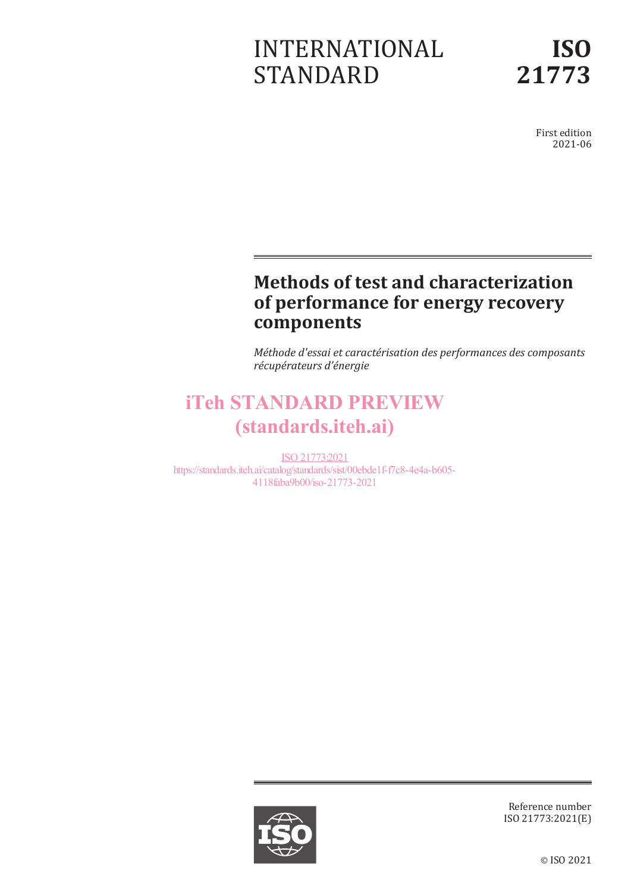INTERNATIONAL STANDARD

**ISO 21773**

First edition
2021-06

# Methods of test and characterization of performance for energy recovery components

*Méthode d'essai et caractérisation des performances des composants récupérateurs d'énergie*

iTeh STANDARD PREVIEW
(standards.iteh.ai)

ISO 21773:2021
https://standards.iteh.ai/catalog/standards/sist/00ebde1f-f7c8-4e4a-b605-4118faba9b00/iso-21773-2021

Reference number
ISO 21773:2021(E)

© ISO 2021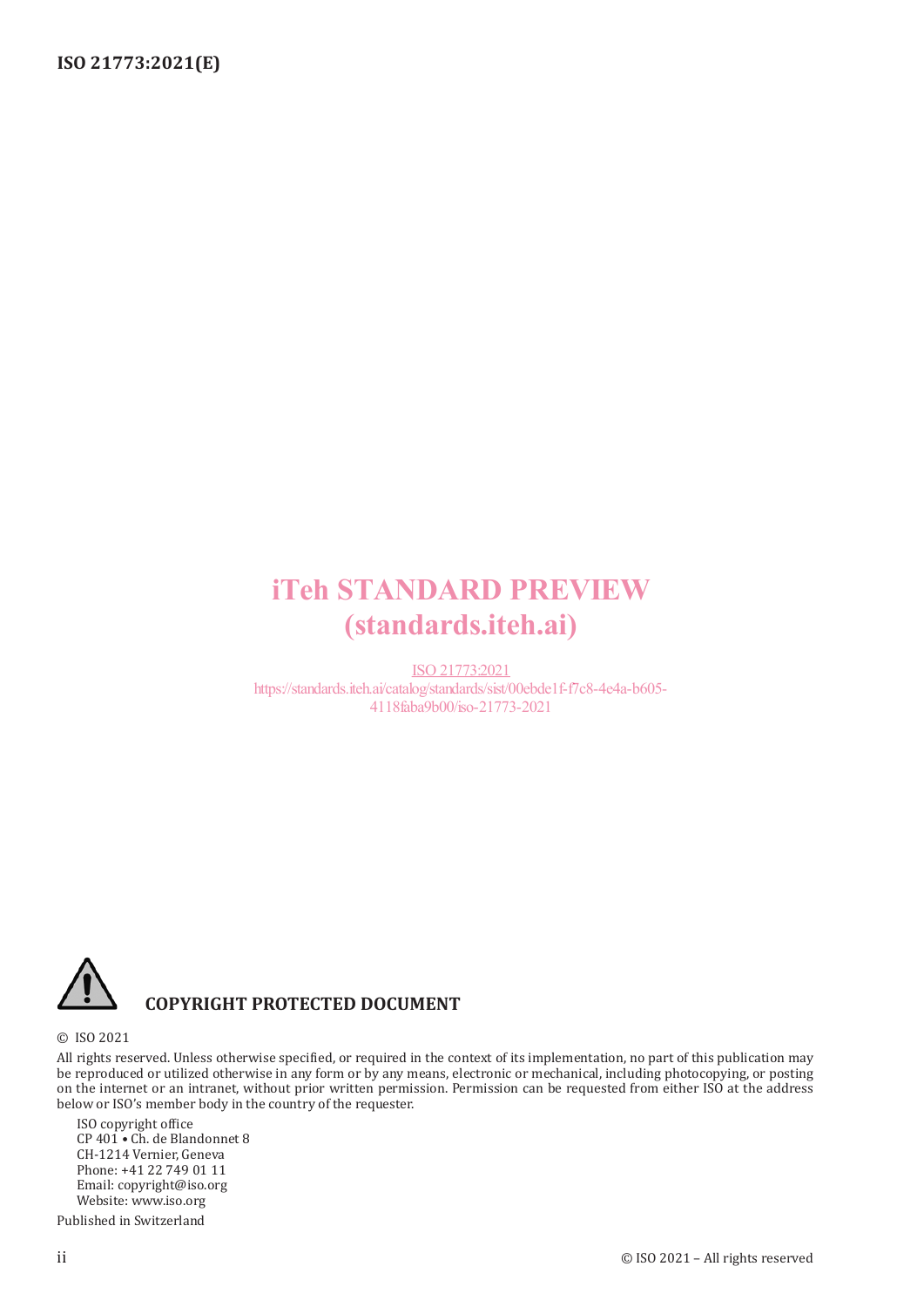iTeh STANDARD PREVIEW
(standards.iteh.ai)

ISO 21773:2021
https://standards.iteh.ai/catalog/standards/sist/00ebde1f-f7c8-4e4a-b605-4118faba9b00/iso-21773-2021

**COPYRIGHT PROTECTED DOCUMENT**

© ISO 2021

All rights reserved. Unless otherwise specified, or required in the context of its implementation, no part of this publication may be reproduced or utilized otherwise in any form or by any means, electronic or mechanical, including photocopying, or posting on the internet or an intranet, without prior written permission. Permission can be requested from either ISO at the address below or ISO's member body in the country of the requester.

ISO copyright office
CP 401 • Ch. de Blandonnet 8
CH-1214 Vernier, Geneva
Phone: +41 22 749 01 11
Email: copyright@iso.org
Website: www.iso.org

Published in Switzerland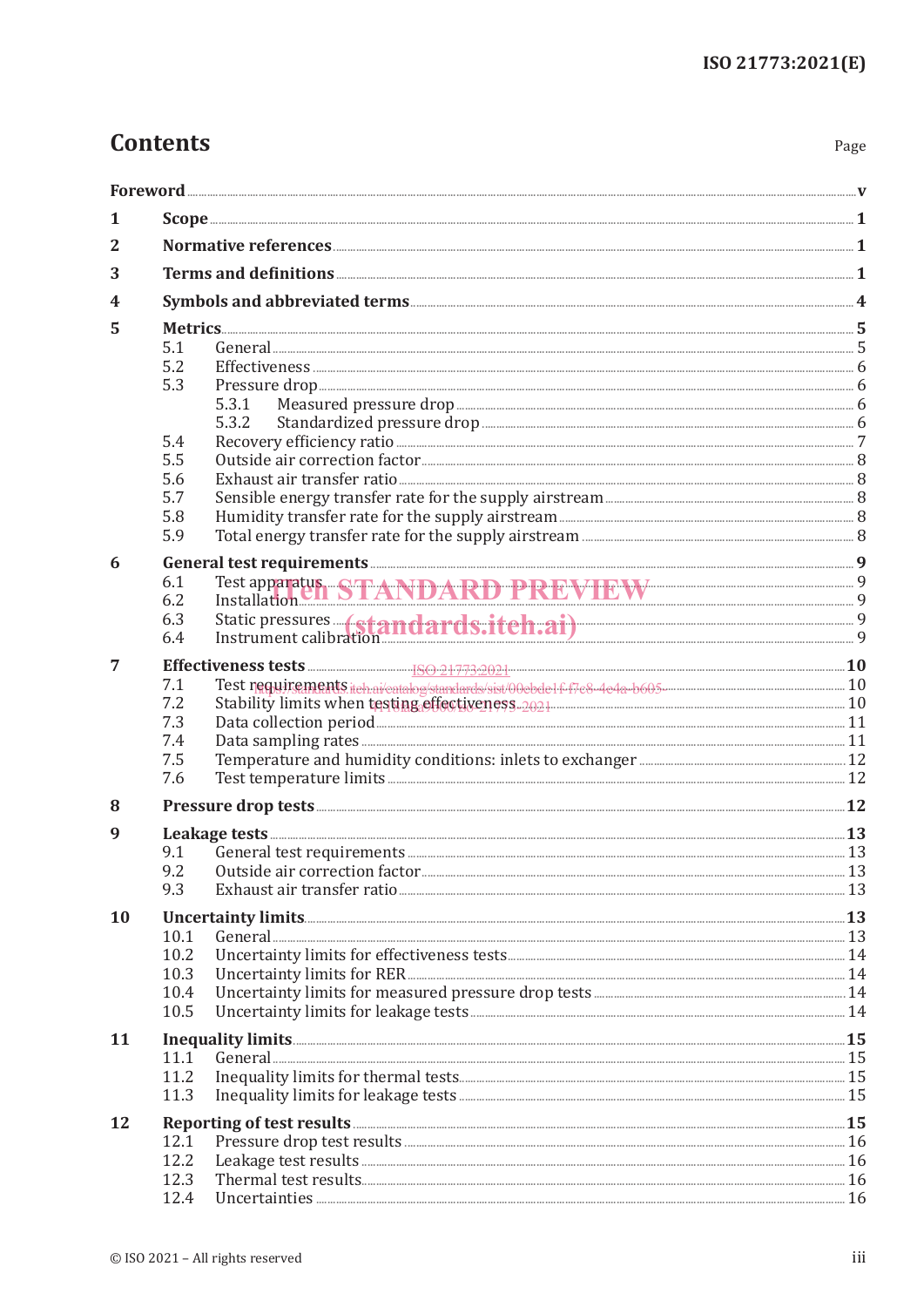# Contents

Page

| | | |
|---|---|---|
| **Foreword** | | **v** |
| **1** | **Scope** | **1** |
| **2** | **Normative references** | **1** |
| **3** | **Terms and definitions** | **1** |
| **4** | **Symbols and abbreviated terms** | **4** |
| **5** | **Metrics** | **5** |
| 5.1 | General | 5 |
| 5.2 | Effectiveness | 6 |
| 5.3 | Pressure drop | 6 |
| 5.3.1 | Measured pressure drop | 6 |
| 5.3.2 | Standardized pressure drop | 6 |
| 5.4 | Recovery efficiency ratio | 7 |
| 5.5 | Outside air correction factor | 8 |
| 5.6 | Exhaust air transfer ratio | 8 |
| 5.7 | Sensible energy transfer rate for the supply airstream | 8 |
| 5.8 | Humidity transfer rate for the supply airstream | 8 |
| 5.9 | Total energy transfer rate for the supply airstream | 8 |
| **6** | **General test requirements** | **9** |
| 6.1 | Test apparatus | 9 |
| 6.2 | Installation | 9 |
| 6.3 | Static pressures | 9 |
| 6.4 | Instrument calibration | 9 |
| **7** | **Effectiveness tests** | **10** |
| 7.1 | Test requirements | 10 |
| 7.2 | Stability limits when testing effectiveness | 10 |
| 7.3 | Data collection period | 11 |
| 7.4 | Data sampling rates | 11 |
| 7.5 | Temperature and humidity conditions: inlets to exchanger | 12 |
| 7.6 | Test temperature limits | 12 |
| **8** | **Pressure drop tests** | **12** |
| **9** | **Leakage tests** | **13** |
| 9.1 | General test requirements | 13 |
| 9.2 | Outside air correction factor | 13 |
| 9.3 | Exhaust air transfer ratio | 13 |
| **10** | **Uncertainty limits** | **13** |
| 10.1 | General | 13 |
| 10.2 | Uncertainty limits for effectiveness tests | 14 |
| 10.3 | Uncertainty limits for RER | 14 |
| 10.4 | Uncertainty limits for measured pressure drop tests | 14 |
| 10.5 | Uncertainty limits for leakage tests | 14 |
| **11** | **Inequality limits** | **15** |
| 11.1 | General | 15 |
| 11.2 | Inequality limits for thermal tests | 15 |
| 11.3 | Inequality limits for leakage tests | 15 |
| **12** | **Reporting of test results** | **15** |
| 12.1 | Pressure drop test results | 16 |
| 12.2 | Leakage test results | 16 |
| 12.3 | Thermal test results | 16 |
| 12.4 | Uncertainties | 16 |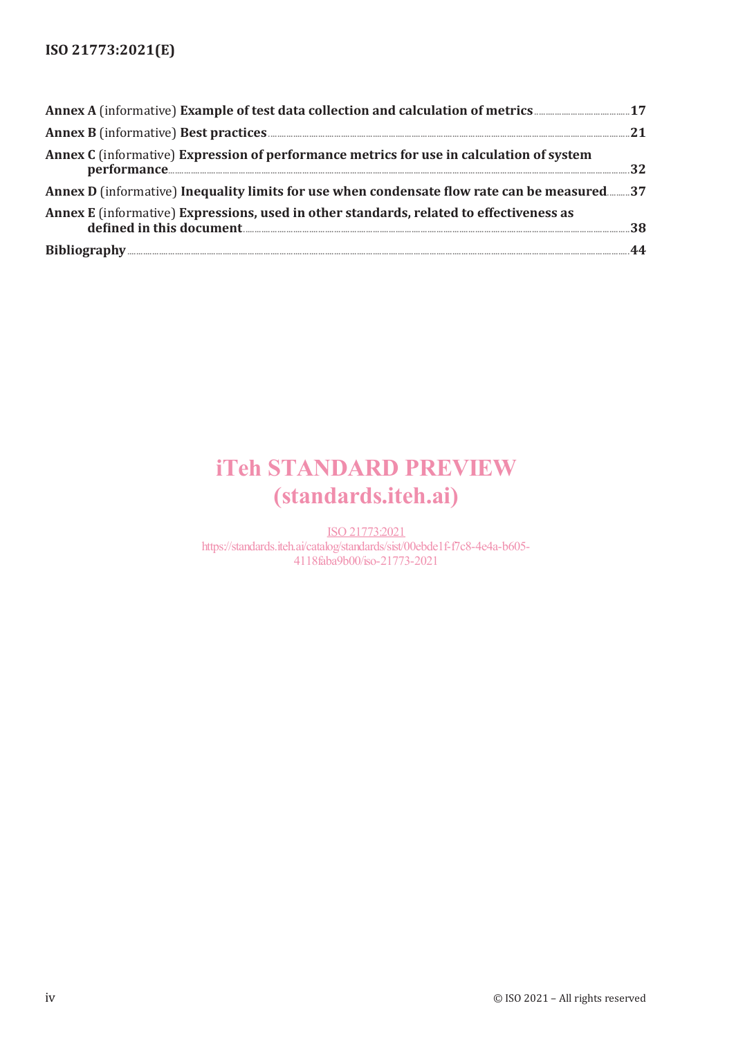**Annex A** (informative) **Example of test data collection and calculation of metrics** ........ 17

**Annex B** (informative) **Best practices** ........ 21

**Annex C** (informative) **Expression of performance metrics for use in calculation of system performance** ........ 32

**Annex D** (informative) **Inequality limits for use when condensate flow rate can be measured** ........ 37

**Annex E** (informative) **Expressions, used in other standards, related to effectiveness as defined in this document** ........ 38

**Bibliography** ........ 44

iTeh STANDARD PREVIEW
(standards.iteh.ai)

ISO 21773:2021
https://standards.iteh.ai/catalog/standards/sist/00ebde1f-f7c8-4e4a-b605-4118faba9b00/iso-21773-2021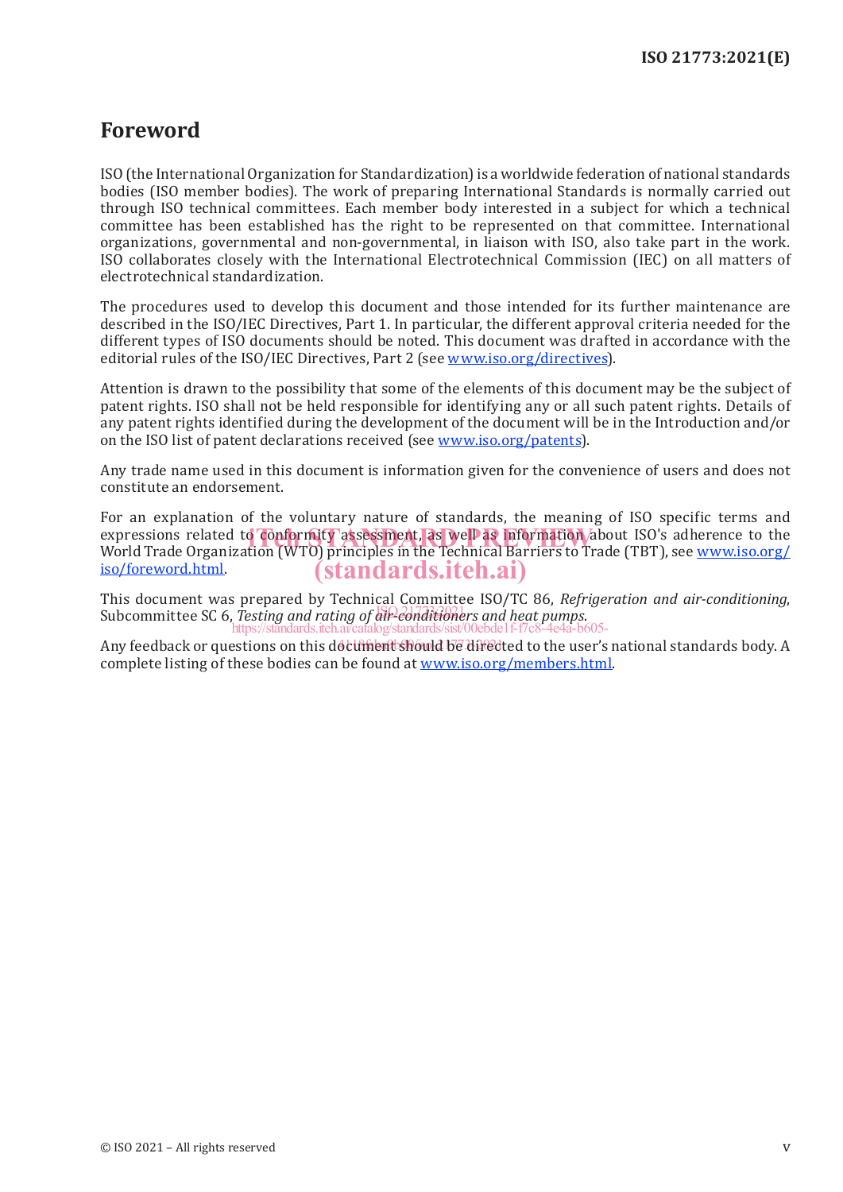# Foreword

ISO (the International Organization for Standardization) is a worldwide federation of national standards bodies (ISO member bodies). The work of preparing International Standards is normally carried out through ISO technical committees. Each member body interested in a subject for which a technical committee has been established has the right to be represented on that committee. International organizations, governmental and non-governmental, in liaison with ISO, also take part in the work. ISO collaborates closely with the International Electrotechnical Commission (IEC) on all matters of electrotechnical standardization.

The procedures used to develop this document and those intended for its further maintenance are described in the ISO/IEC Directives, Part 1. In particular, the different approval criteria needed for the different types of ISO documents should be noted. This document was drafted in accordance with the editorial rules of the ISO/IEC Directives, Part 2 (see www.iso.org/directives).

Attention is drawn to the possibility that some of the elements of this document may be the subject of patent rights. ISO shall not be held responsible for identifying any or all such patent rights. Details of any patent rights identified during the development of the document will be in the Introduction and/or on the ISO list of patent declarations received (see www.iso.org/patents).

Any trade name used in this document is information given for the convenience of users and does not constitute an endorsement.

For an explanation of the voluntary nature of standards, the meaning of ISO specific terms and expressions related to conformity assessment, as well as information about ISO's adherence to the World Trade Organization (WTO) principles in the Technical Barriers to Trade (TBT), see www.iso.org/iso/foreword.html.

This document was prepared by Technical Committee ISO/TC 86, *Refrigeration and air-conditioning*, Subcommittee SC 6, *Testing and rating of air-conditioners and heat pumps*.

Any feedback or questions on this document should be directed to the user's national standards body. A complete listing of these bodies can be found at www.iso.org/members.html.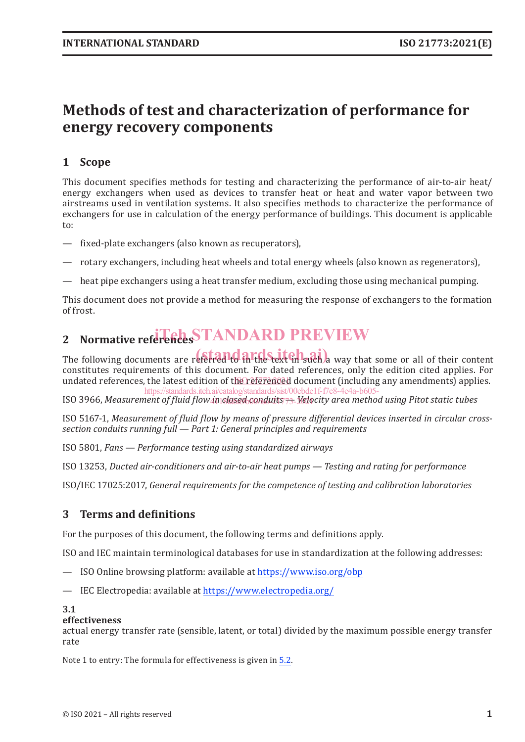# Methods of test and characterization of performance for energy recovery components

## 1 Scope

This document specifies methods for testing and characterizing the performance of air-to-air heat/energy exchangers when used as devices to transfer heat or heat and water vapor between two airstreams used in ventilation systems. It also specifies methods to characterize the performance of exchangers for use in calculation of the energy performance of buildings. This document is applicable to:

— fixed-plate exchangers (also known as recuperators),

— rotary exchangers, including heat wheels and total energy wheels (also known as regenerators),

— heat pipe exchangers using a heat transfer medium, excluding those using mechanical pumping.

This document does not provide a method for measuring the response of exchangers to the formation of frost.

## 2 Normative references

The following documents are referred to in the text in such a way that some or all of their content constitutes requirements of this document. For dated references, only the edition cited applies. For undated references, the latest edition of the referenced document (including any amendments) applies.

ISO 3966, *Measurement of fluid flow in closed conduits — Velocity area method using Pitot static tubes*

ISO 5167-1, *Measurement of fluid flow by means of pressure differential devices inserted in circular cross-section conduits running full — Part 1: General principles and requirements*

ISO 5801, *Fans — Performance testing using standardized airways*

ISO 13253, *Ducted air-conditioners and air-to-air heat pumps — Testing and rating for performance*

ISO/IEC 17025:2017, *General requirements for the competence of testing and calibration laboratories*

## 3 Terms and definitions

For the purposes of this document, the following terms and definitions apply.

ISO and IEC maintain terminological databases for use in standardization at the following addresses:

— ISO Online browsing platform: available at https://www.iso.org/obp

— IEC Electropedia: available at https://www.electropedia.org/

**3.1**
**effectiveness**
actual energy transfer rate (sensible, latent, or total) divided by the maximum possible energy transfer rate

Note 1 to entry: The formula for effectiveness is given in 5.2.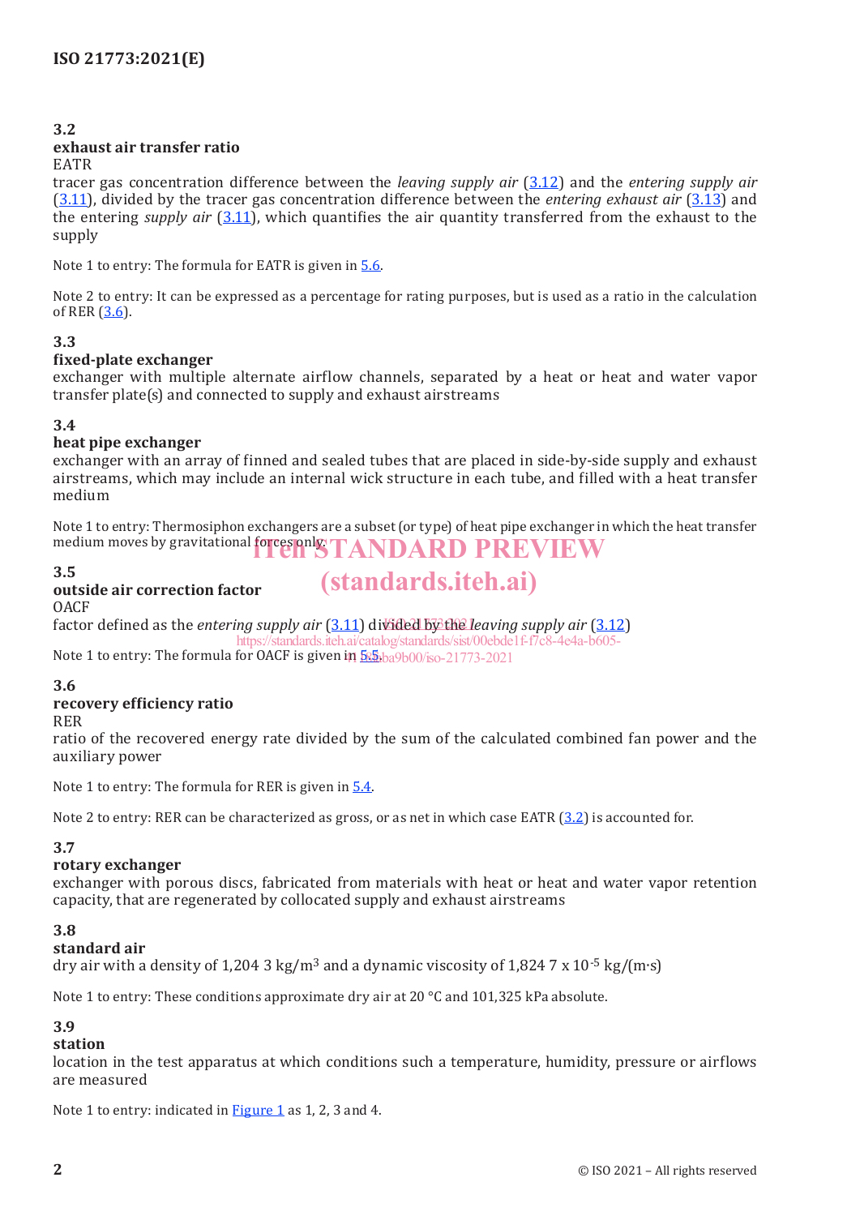### 3.2
**exhaust air transfer ratio**
EATR
tracer gas concentration difference between the *leaving supply air* (3.12) and the *entering supply air* (3.11), divided by the tracer gas concentration difference between the *entering exhaust air* (3.13) and the entering *supply air* (3.11), which quantifies the air quantity transferred from the exhaust to the supply

Note 1 to entry: The formula for EATR is given in 5.6.

Note 2 to entry: It can be expressed as a percentage for rating purposes, but is used as a ratio in the calculation of RER (3.6).

### 3.3
**fixed-plate exchanger**
exchanger with multiple alternate airflow channels, separated by a heat or heat and water vapor transfer plate(s) and connected to supply and exhaust airstreams

### 3.4
**heat pipe exchanger**
exchanger with an array of finned and sealed tubes that are placed in side-by-side supply and exhaust airstreams, which may include an internal wick structure in each tube, and filled with a heat transfer medium

Note 1 to entry: Thermosiphon exchangers are a subset (or type) of heat pipe exchanger in which the heat transfer medium moves by gravitational forces only.

### 3.5
**outside air correction factor**
OACF
factor defined as the *entering supply air* (3.11) divided by the *leaving supply air* (3.12)

Note 1 to entry: The formula for OACF is given in 5.5.

### 3.6
**recovery efficiency ratio**
RER
ratio of the recovered energy rate divided by the sum of the calculated combined fan power and the auxiliary power

Note 1 to entry: The formula for RER is given in 5.4.

Note 2 to entry: RER can be characterized as gross, or as net in which case EATR (3.2) is accounted for.

### 3.7
**rotary exchanger**
exchanger with porous discs, fabricated from materials with heat or heat and water vapor retention capacity, that are regenerated by collocated supply and exhaust airstreams

### 3.8
**standard air**
dry air with a density of 1,204 3 kg/m$^3$ and a dynamic viscosity of 1,824 7 x 10$^{-5}$ kg/(m·s)

Note 1 to entry: These conditions approximate dry air at 20 °C and 101,325 kPa absolute.

### 3.9
**station**
location in the test apparatus at which conditions such a temperature, humidity, pressure or airflows are measured

Note 1 to entry: indicated in Figure 1 as 1, 2, 3 and 4.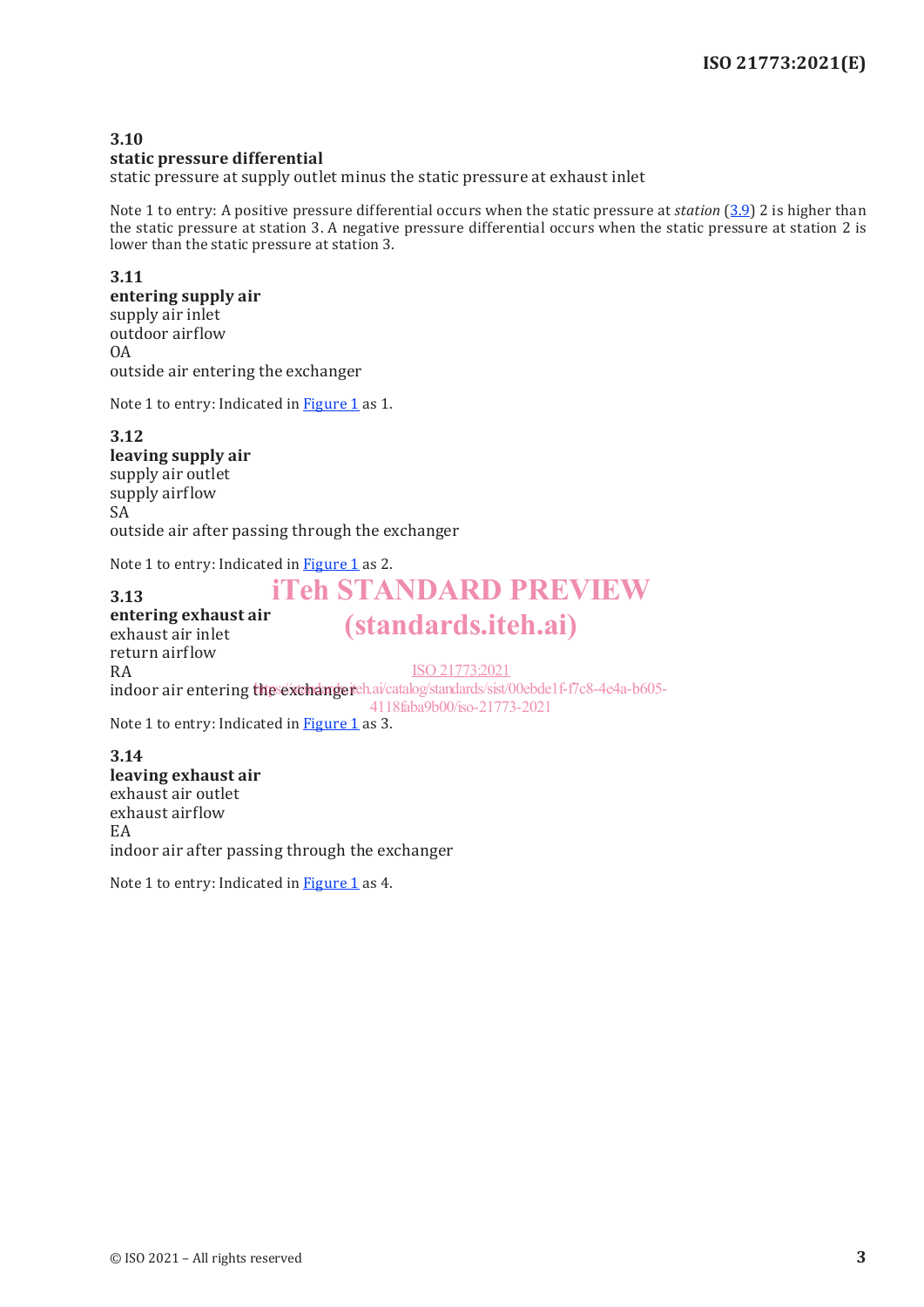**3.10**
**static pressure differential**
static pressure at supply outlet minus the static pressure at exhaust inlet

Note 1 to entry: A positive pressure differential occurs when the static pressure at *station* (3.9) 2 is higher than the static pressure at station 3. A negative pressure differential occurs when the static pressure at station 2 is lower than the static pressure at station 3.

**3.11**
**entering supply air**
supply air inlet
outdoor airflow
OA
outside air entering the exchanger

Note 1 to entry: Indicated in Figure 1 as 1.

**3.12**
**leaving supply air**
supply air outlet
supply airflow
SA
outside air after passing through the exchanger

Note 1 to entry: Indicated in Figure 1 as 2.

**3.13**
**entering exhaust air**
exhaust air inlet
return airflow
RA
indoor air entering the exchanger

Note 1 to entry: Indicated in Figure 1 as 3.

**3.14**
**leaving exhaust air**
exhaust air outlet
exhaust airflow
EA
indoor air after passing through the exchanger

Note 1 to entry: Indicated in Figure 1 as 4.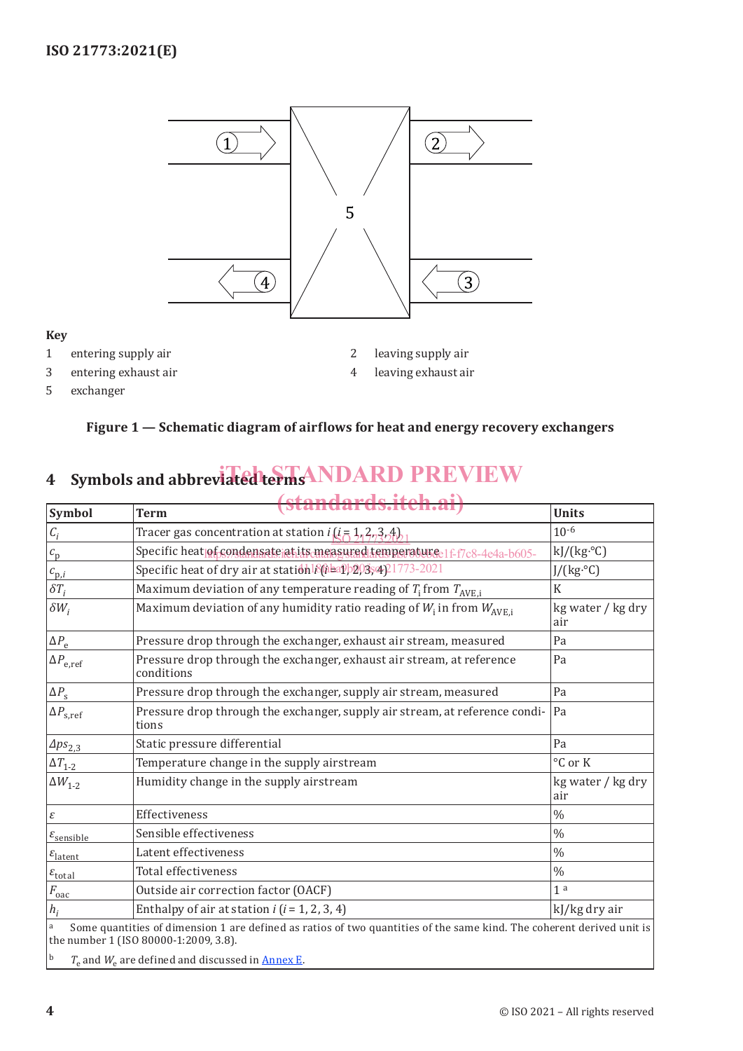Key

1 entering supply air

2 leaving supply air

3 entering exhaust air

4 leaving exhaust air

5 exchanger

**Figure 1 — Schematic diagram of airflows for heat and energy recovery exchangers**

## 4 Symbols and abbreviated terms

| Symbol | Term | Units |
|---|---|---|
| $C_i$ | Tracer gas concentration at station $i$ ($i$ = 1, 2, 3, 4) | $10^{-6}$ |
| $c_p$ | Specific heat of condensate at its measured temperature | kJ/(kg·°C) |
| $c_{p,i}$ | Specific heat of dry air at station $i$ ($i$ = 1, 2, 3, 4) | J/(kg·°C) |
| $\delta T_i$ | Maximum deviation of any temperature reading of $T_i$ from $T_{AVE,i}$ | K |
| $\delta W_i$ | Maximum deviation of any humidity ratio reading of $W_i$ in from $W_{AVE,i}$ | kg water / kg dry air |
| $\Delta P_e$ | Pressure drop through the exchanger, exhaust air stream, measured | Pa |
| $\Delta P_{e,ref}$ | Pressure drop through the exchanger, exhaust air stream, at reference conditions | Pa |
| $\Delta P_s$ | Pressure drop through the exchanger, supply air stream, measured | Pa |
| $\Delta P_{s,ref}$ | Pressure drop through the exchanger, supply air stream, at reference conditions | Pa |
| $\Delta ps_{2,3}$ | Static pressure differential | Pa |
| $\Delta T_{1\text{-}2}$ | Temperature change in the supply airstream | °C or K |
| $\Delta W_{1\text{-}2}$ | Humidity change in the supply airstream | kg water / kg dry air |
| $\varepsilon$ | Effectiveness | % |
| $\varepsilon_{sensible}$ | Sensible effectiveness | % |
| $\varepsilon_{latent}$ | Latent effectiveness | % |
| $\varepsilon_{total}$ | Total effectiveness | % |
| $F_{oac}$ | Outside air correction factor (OACF) | 1 [a] |
| $h_i$ | Enthalpy of air at station $i$ ($i$ = 1, 2, 3, 4) | kJ/kg dry air |

[a] Some quantities of dimension 1 are defined as ratios of two quantities of the same kind. The coherent derived unit is the number 1 (ISO 80000-1:2009, 3.8).

[b] $T_e$ and $W_e$ are defined and discussed in Annex E.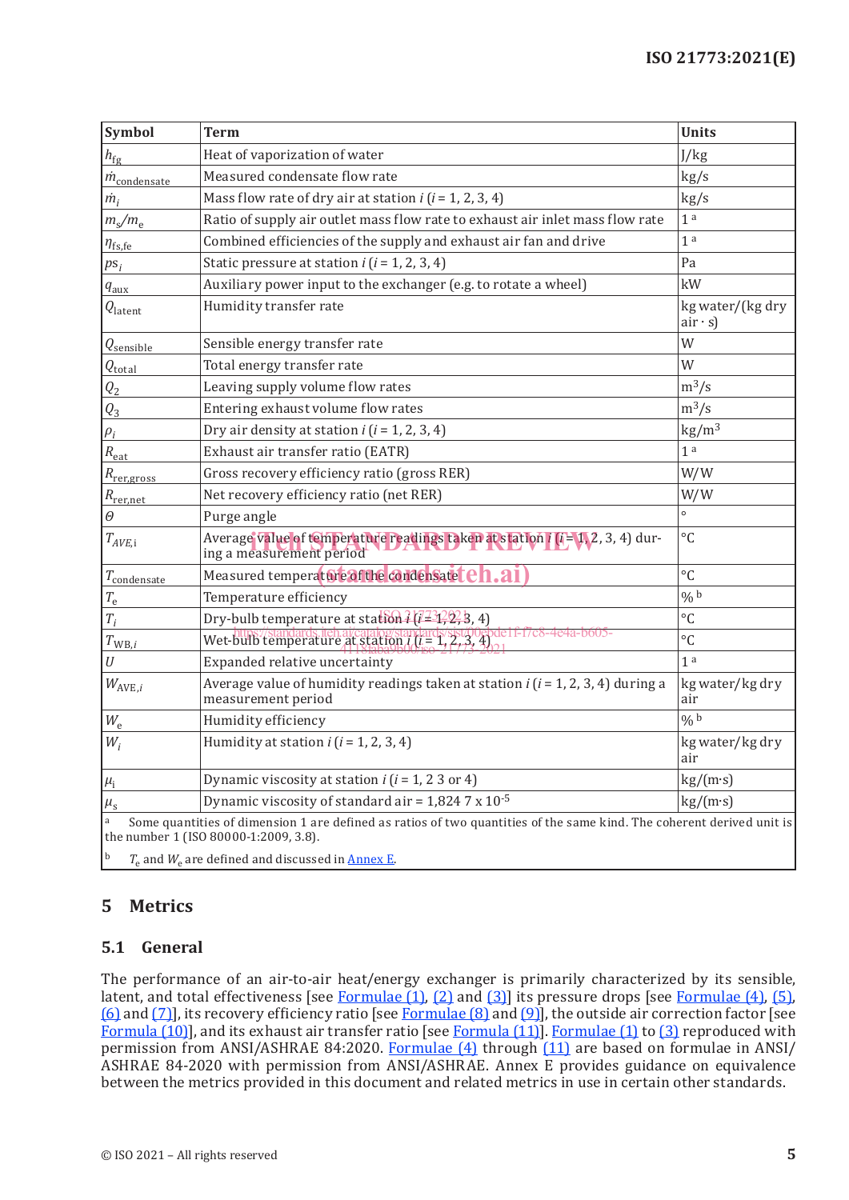| Symbol | Term | Units |
|---|---|---|
| $h_{fg}$ | Heat of vaporization of water | J/kg |
| $\dot{m}_{condensate}$ | Measured condensate flow rate | kg/s |
| $\dot{m}_i$ | Mass flow rate of dry air at station $i$ ($i$ = 1, 2, 3, 4) | kg/s |
| $m_s/m_e$ | Ratio of supply air outlet mass flow rate to exhaust air inlet mass flow rate | 1 [a] |
| $\eta_{fs,fe}$ | Combined efficiencies of the supply and exhaust air fan and drive | 1 [a] |
| $ps_i$ | Static pressure at station $i$ ($i$ = 1, 2, 3, 4) | Pa |
| $q_{aux}$ | Auxiliary power input to the exchanger (e.g. to rotate a wheel) | kW |
| $Q_{latent}$ | Humidity transfer rate | kg water/(kg dry air · s) |
| $Q_{sensible}$ | Sensible energy transfer rate | W |
| $Q_{total}$ | Total energy transfer rate | W |
| $Q_2$ | Leaving supply volume flow rates | $m^3/s$ |
| $Q_3$ | Entering exhaust volume flow rates | $m^3/s$ |
| $\rho_i$ | Dry air density at station $i$ ($i$ = 1, 2, 3, 4) | $kg/m^3$ |
| $R_{eat}$ | Exhaust air transfer ratio (EATR) | 1 [a] |
| $R_{rer,gross}$ | Gross recovery efficiency ratio (gross RER) | W/W |
| $R_{rer,net}$ | Net recovery efficiency ratio (net RER) | W/W |
| $\Theta$ | Purge angle | ° |
| $T_{AVE,i}$ | Average value of temperature readings taken at station $i$ ($i$ = 1, 2, 3, 4) during a measurement period | °C |
| $T_{condensate}$ | Measured temperature of the condensate | °C |
| $T_e$ | Temperature efficiency | % [b] |
| $T_i$ | Dry-bulb temperature at station $i$ ($i$ = 1, 2, 3, 4) | °C |
| $T_{WB,i}$ | Wet-bulb temperature at station $i$ ($i$ = 1, 2, 3, 4) | °C |
| $U$ | Expanded relative uncertainty | 1 [a] |
| $W_{AVE,i}$ | Average value of humidity readings taken at station $i$ ($i$ = 1, 2, 3, 4) during a measurement period | kg water/kg dry air |
| $W_e$ | Humidity efficiency | % [b] |
| $W_i$ | Humidity at station $i$ ($i$ = 1, 2, 3, 4) | kg water/kg dry air |
| $\mu_i$ | Dynamic viscosity at station $i$ ($i$ = 1, 2 3 or 4) | kg/(m·s) |
| $\mu_s$ | Dynamic viscosity of standard air = 1,824 7 x $10^{-5}$ | kg/(m·s) |

[a] Some quantities of dimension 1 are defined as ratios of two quantities of the same kind. The coherent derived unit is the number 1 (ISO 80000-1:2009, 3.8).

[b] $T_e$ and $W_e$ are defined and discussed in Annex E.

## 5 Metrics

### 5.1 General

The performance of an air-to-air heat/energy exchanger is primarily characterized by its sensible, latent, and total effectiveness [see Formulae (1), (2) and (3)] its pressure drops [see Formulae (4), (5), (6) and (7)], its recovery efficiency ratio [see Formulae (8) and (9)], the outside air correction factor [see Formula (10)], and its exhaust air transfer ratio [see Formula (11)]. Formulae (1) to (3) reproduced with permission from ANSI/ASHRAE 84:2020. Formulae (4) through (11) are based on formulae in ANSI/ASHRAE 84-2020 with permission from ANSI/ASHRAE. Annex E provides guidance on equivalence between the metrics provided in this document and related metrics in use in certain other standards.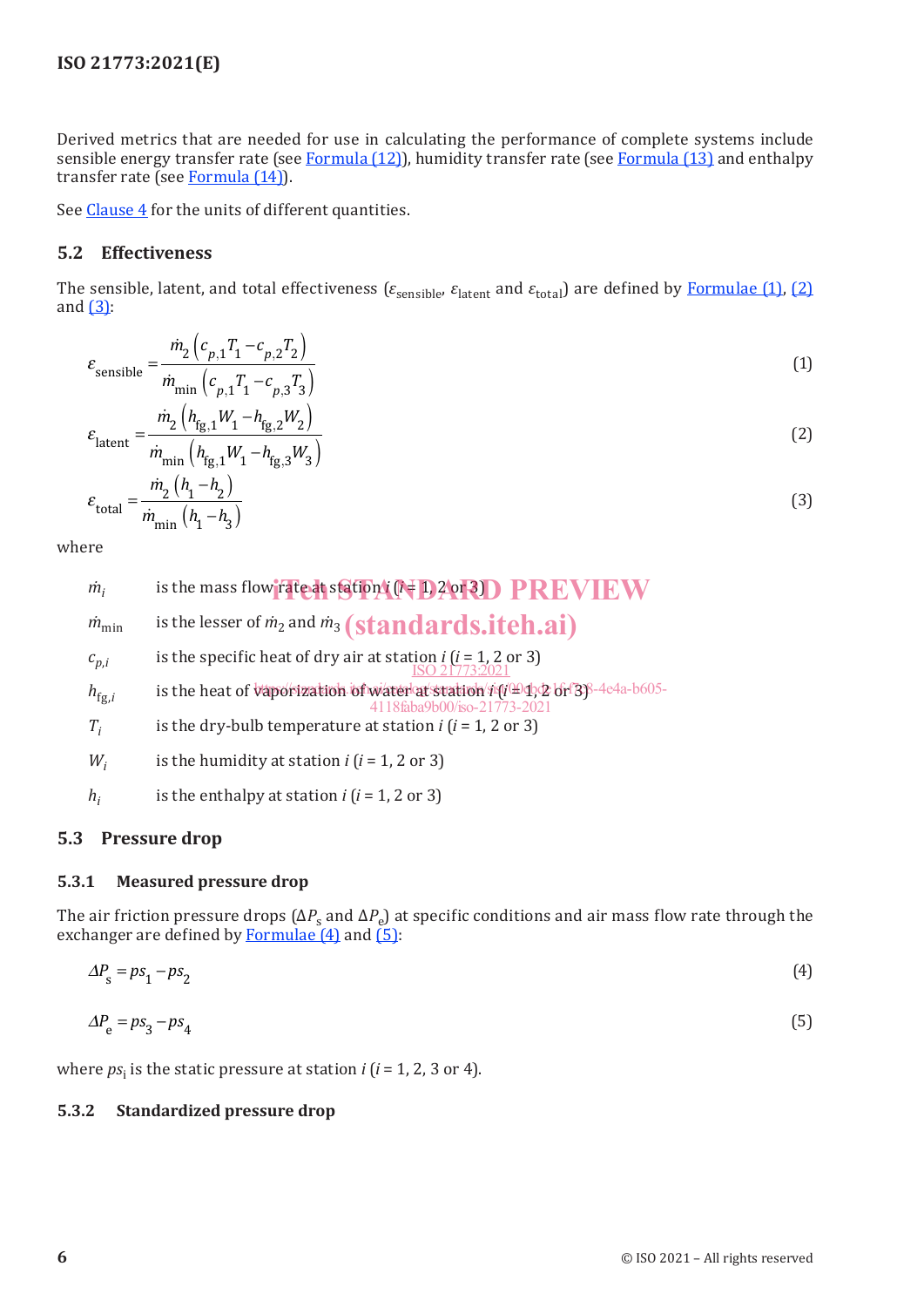Derived metrics that are needed for use in calculating the performance of complete systems include sensible energy transfer rate (see Formula (12)), humidity transfer rate (see Formula (13) and enthalpy transfer rate (see Formula (14)).

See Clause 4 for the units of different quantities.

## 5.2 Effectiveness

The sensible, latent, and total effectiveness ($\varepsilon_{\text{sensible}}$, $\varepsilon_{\text{latent}}$ and $\varepsilon_{\text{total}}$) are defined by Formulae (1), (2) and (3):

$$\varepsilon_{\text{sensible}} = \frac{\dot{m}_2 \left( c_{p,1} T_1 - c_{p,2} T_2 \right)}{\dot{m}_{\min} \left( c_{p,1} T_1 - c_{p,3} T_3 \right)} \tag{1}$$

$$\varepsilon_{\text{latent}} = \frac{\dot{m}_2 \left( h_{\text{fg},1} W_1 - h_{\text{fg},2} W_2 \right)}{\dot{m}_{\min} \left( h_{\text{fg},1} W_1 - h_{\text{fg},3} W_3 \right)} \tag{2}$$

$$\varepsilon_{\text{total}} = \frac{\dot{m}_2 \left( h_1 - h_2 \right)}{\dot{m}_{\min} \left( h_1 - h_3 \right)} \tag{3}$$

where

$\dot{m}_i$ is the mass flow rate at station $i$ ($i$ = 1, 2 or 3)

$\dot{m}_{\min}$ is the lesser of $\dot{m}_2$ and $\dot{m}_3$

$c_{p,i}$ is the specific heat of dry air at station $i$ ($i$ = 1, 2 or 3)

$h_{\text{fg},i}$ is the heat of vaporization of water at station $i$ ($i$ = 1, 2 or 3)

$T_i$ is the dry-bulb temperature at station $i$ ($i$ = 1, 2 or 3)

$W_i$ is the humidity at station $i$ ($i$ = 1, 2 or 3)

$h_i$ is the enthalpy at station $i$ ($i$ = 1, 2 or 3)

## 5.3 Pressure drop

### 5.3.1 Measured pressure drop

The air friction pressure drops ($\Delta P_{\text{s}}$ and $\Delta P_{\text{e}}$) at specific conditions and air mass flow rate through the exchanger are defined by Formulae (4) and (5):

$$\Delta P_{\text{s}} = ps_1 - ps_2 \tag{4}$$

$$\Delta P_{\text{e}} = ps_3 - ps_4 \tag{5}$$

where $ps_i$ is the static pressure at station $i$ ($i$ = 1, 2, 3 or 4).

### 5.3.2 Standardized pressure drop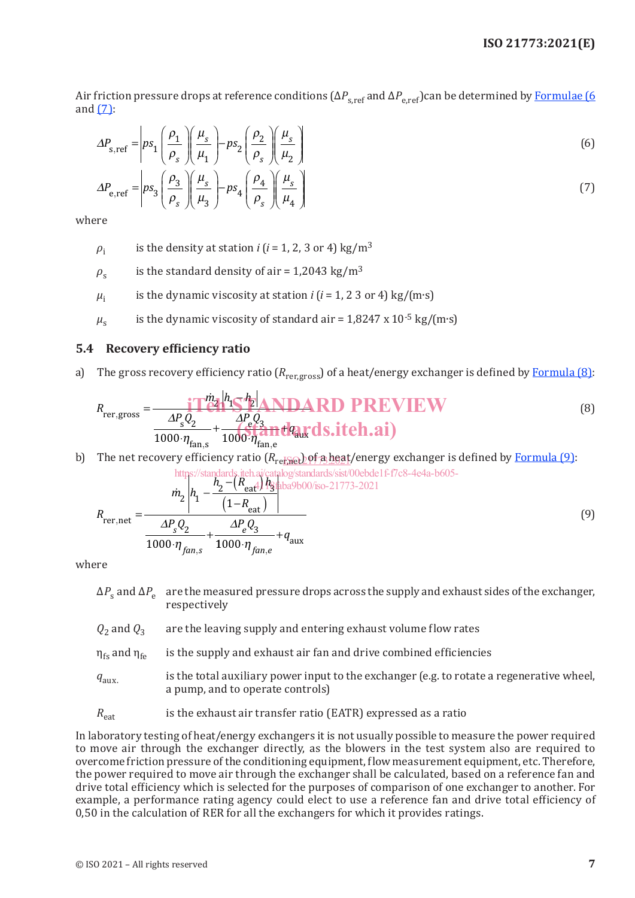Air friction pressure drops at reference conditions ($\Delta P_{s,ref}$ and $\Delta P_{e,ref}$)can be determined by Formulae (6 and (7):

$$\Delta P_{s,ref} = \left| ps_1 \left(\frac{\rho_1}{\rho_s}\right)\left(\frac{\mu_s}{\mu_1}\right) - ps_2 \left(\frac{\rho_2}{\rho_s}\right)\left(\frac{\mu_s}{\mu_2}\right) \right| \quad (6)$$

$$\Delta P_{e,ref} = \left| ps_3 \left(\frac{\rho_3}{\rho_s}\right)\left(\frac{\mu_s}{\mu_3}\right) - ps_4 \left(\frac{\rho_4}{\rho_s}\right)\left(\frac{\mu_s}{\mu_4}\right) \right| \quad (7)$$

where

$\rho_i$ is the density at station $i$ ($i$ = 1, 2, 3 or 4) kg/m$^3$

$\rho_s$ is the standard density of air = 1,2043 kg/m$^3$

$\mu_i$ is the dynamic viscosity at station $i$ ($i$ = 1, 2 3 or 4) kg/(m·s)

$\mu_s$ is the dynamic viscosity of standard air = 1,8247 x 10$^{-5}$ kg/(m·s)

## 5.4 Recovery efficiency ratio

a) The gross recovery efficiency ratio ($R_{rer,gross}$) of a heat/energy exchanger is defined by Formula (8):

$$R_{rer,gross} = \frac{\dot{m}_2 \left| h_1 - h_2 \right|}{\dfrac{\Delta P_s Q_2}{1000 \cdot \eta_{fan,s}} + \dfrac{\Delta P_e Q_3}{1000 \cdot \eta_{fan,e}} + q_{aux}} \quad (8)$$

b) The net recovery efficiency ratio ($R_{rer,net}$) of a heat/energy exchanger is defined by Formula (9):

$$R_{rer,net} = \frac{\dot{m}_2 \left| h_1 - \dfrac{h_2 - \left(R_{eat}\right) h_3}{\left(1 - R_{eat}\right)} \right|}{\dfrac{\Delta P_s Q_2}{1000 \cdot \eta_{fan,s}} + \dfrac{\Delta P_e Q_3}{1000 \cdot \eta_{fan,e}} + q_{aux}} \quad (9)$$

where

$\Delta P_s$ and $\Delta P_e$ are the measured pressure drops across the supply and exhaust sides of the exchanger, respectively

$Q_2$ and $Q_3$ are the leaving supply and entering exhaust volume flow rates

$\eta_{fs}$ and $\eta_{fe}$ is the supply and exhaust air fan and drive combined efficiencies

$q_{aux.}$ is the total auxiliary power input to the exchanger (e.g. to rotate a regenerative wheel, a pump, and to operate controls)

$R_{eat}$ is the exhaust air transfer ratio (EATR) expressed as a ratio

In laboratory testing of heat/energy exchangers it is not usually possible to measure the power required to move air through the exchanger directly, as the blowers in the test system also are required to overcome friction pressure of the conditioning equipment, flow measurement equipment, etc. Therefore, the power required to move air through the exchanger shall be calculated, based on a reference fan and drive total efficiency which is selected for the purposes of comparison of one exchanger to another. For example, a performance rating agency could elect to use a reference fan and drive total efficiency of 0,50 in the calculation of RER for all the exchangers for which it provides ratings.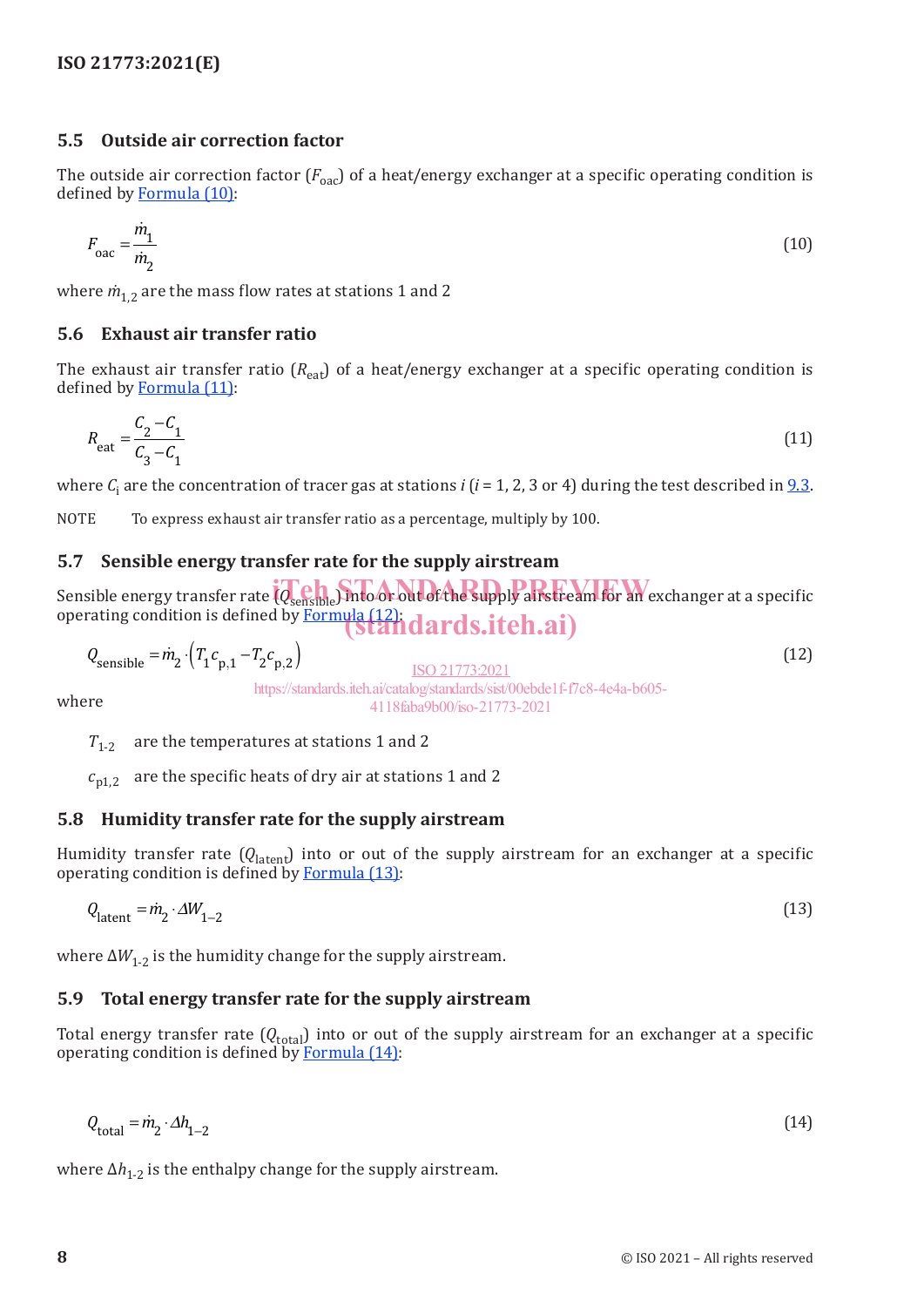## 5.5 Outside air correction factor

The outside air correction factor ($F_{oac}$) of a heat/energy exchanger at a specific operating condition is defined by Formula (10):

$$F_{oac} = \frac{\dot{m}_1}{\dot{m}_2} \tag{10}$$

where $\dot{m}_{1,2}$ are the mass flow rates at stations 1 and 2

## 5.6 Exhaust air transfer ratio

The exhaust air transfer ratio ($R_{eat}$) of a heat/energy exchanger at a specific operating condition is defined by Formula (11):

$$R_{eat} = \frac{C_2 - C_1}{C_3 - C_1} \tag{11}$$

where $C_i$ are the concentration of tracer gas at stations $i$ ($i$ = 1, 2, 3 or 4) during the test described in 9.3.

NOTE To express exhaust air transfer ratio as a percentage, multiply by 100.

## 5.7 Sensible energy transfer rate for the supply airstream

Sensible energy transfer rate ($Q_{sensible}$) into or out of the supply airstream for an exchanger at a specific operating condition is defined by Formula (12):

$$Q_{sensible} = \dot{m}_2 \cdot \left(T_1 c_{p,1} - T_2 c_{p,2}\right) \tag{12}$$

where

$T_{1\text{-}2}$ are the temperatures at stations 1 and 2

$c_{p1,2}$ are the specific heats of dry air at stations 1 and 2

## 5.8 Humidity transfer rate for the supply airstream

Humidity transfer rate ($Q_{latent}$) into or out of the supply airstream for an exchanger at a specific operating condition is defined by Formula (13):

$$Q_{latent} = \dot{m}_2 \cdot \Delta W_{1-2} \tag{13}$$

where $\Delta W_{1\text{-}2}$ is the humidity change for the supply airstream.

## 5.9 Total energy transfer rate for the supply airstream

Total energy transfer rate ($Q_{total}$) into or out of the supply airstream for an exchanger at a specific operating condition is defined by Formula (14):

$$Q_{total} = \dot{m}_2 \cdot \Delta h_{1-2} \tag{14}$$

where $\Delta h_{1\text{-}2}$ is the enthalpy change for the supply airstream.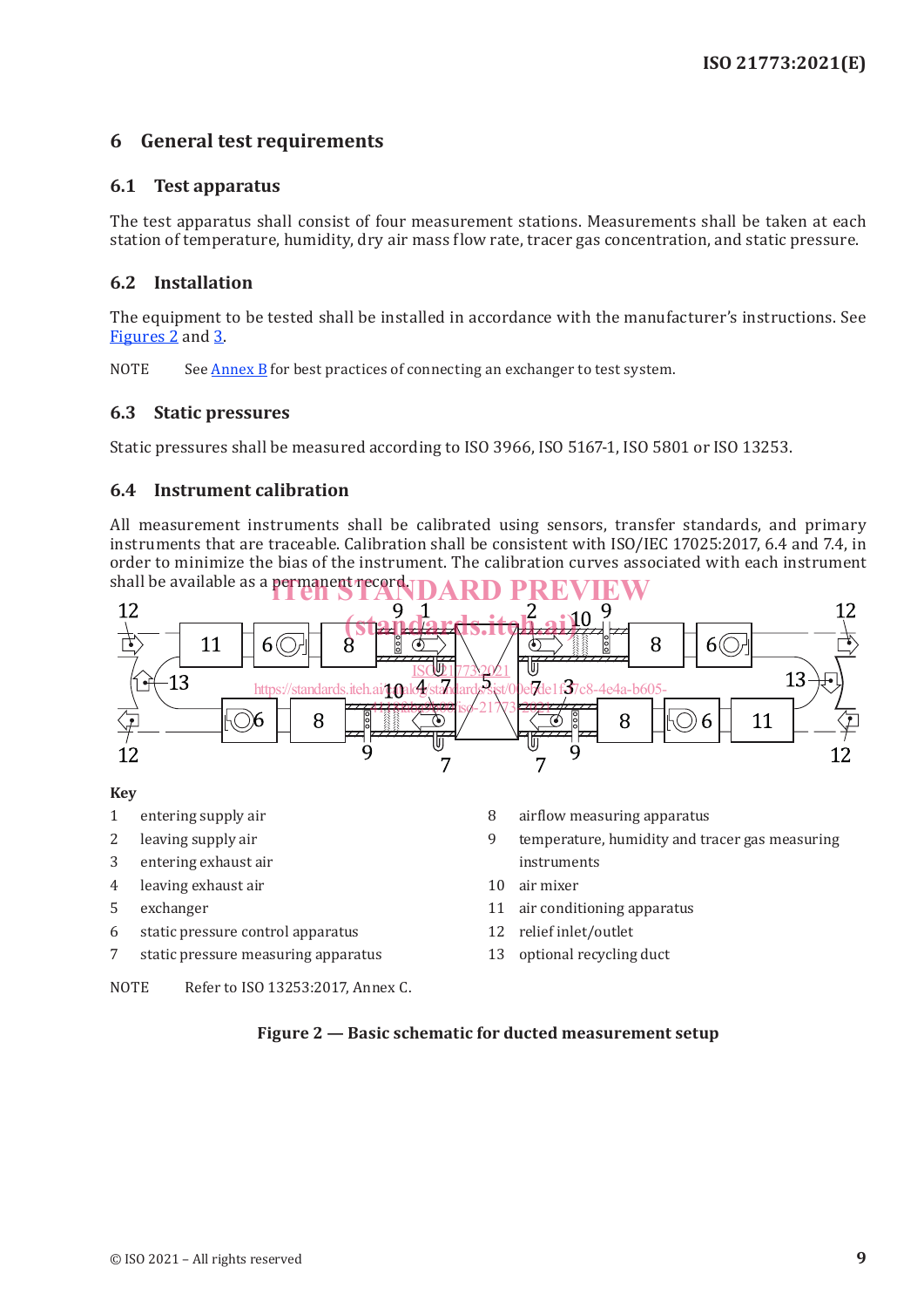## 6 General test requirements

### 6.1 Test apparatus

The test apparatus shall consist of four measurement stations. Measurements shall be taken at each station of temperature, humidity, dry air mass flow rate, tracer gas concentration, and static pressure.

### 6.2 Installation

The equipment to be tested shall be installed in accordance with the manufacturer's instructions. See Figures 2 and 3.

NOTE See Annex B for best practices of connecting an exchanger to test system.

### 6.3 Static pressures

Static pressures shall be measured according to ISO 3966, ISO 5167-1, ISO 5801 or ISO 13253.

### 6.4 Instrument calibration

All measurement instruments shall be calibrated using sensors, transfer standards, and primary instruments that are traceable. Calibration shall be consistent with ISO/IEC 17025:2017, 6.4 and 7.4, in order to minimize the bias of the instrument. The calibration curves associated with each instrument shall be available as a permanent record.

12 9 1 2 10 9 12
11 6 8 5 8 6
13 10 4 7 7 3 13
6 8 8 6 11
12 9 7 7 9 12

**Key**

1 entering supply air
2 leaving supply air
3 entering exhaust air
4 leaving exhaust air
5 exchanger
6 static pressure control apparatus
7 static pressure measuring apparatus
8 airflow measuring apparatus
9 temperature, humidity and tracer gas measuring instruments
10 air mixer
11 air conditioning apparatus
12 relief inlet/outlet
13 optional recycling duct

NOTE Refer to ISO 13253:2017, Annex C.

**Figure 2 — Basic schematic for ducted measurement setup**